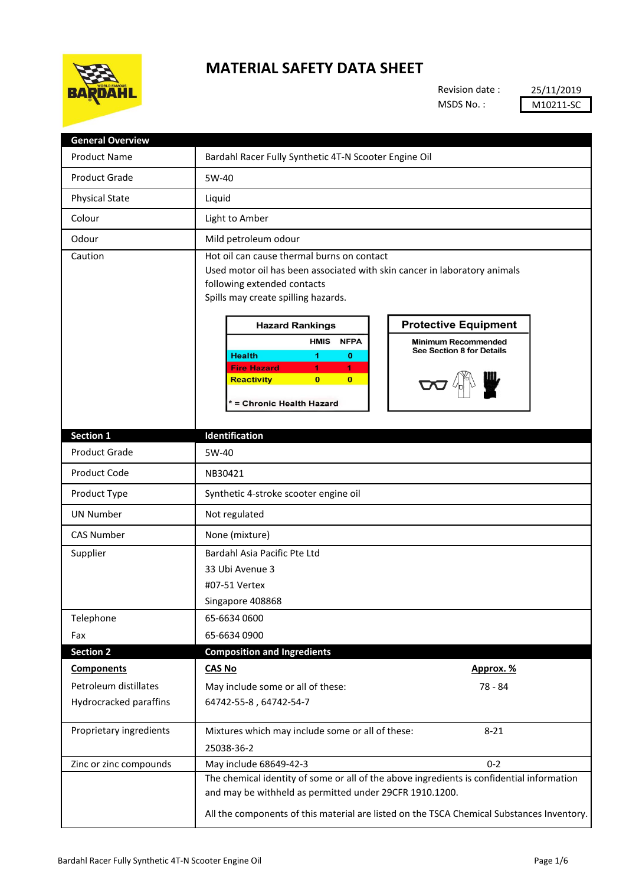# MATERIAL SAFETY DATA SHEET

Revision date : 25/11/2019

MSDS No. : M10211-SC

| General Overview | |
|---|---|
| Product Name | Bardahl Racer Fully Synthetic 4T-N Scooter Engine Oil |
| Product Grade | 5W-40 |
| Physical State | Liquid |
| Colour | Light to Amber |
| Odour | Mild petroleum odour |
| Caution | Hot oil can cause thermal burns on contact<br>Used motor oil has been associated with skin cancer in laboratory animals following extended contacts<br>Spills may create spilling hazards. |

**Hazard Rankings**

| | HMIS | NFPA |
|---|---|---|
| Health | 1 | 0 |
| Fire Hazard | 1 | 1 |
| Reactivity | 0 | 0 |

* = Chronic Health Hazard

**Protective Equipment**

Minimum Recommended
See Section 8 for Details

| Section 1 | Identification |
|---|---|
| Product Grade | 5W-40 |
| Product Code | NB30421 |
| Product Type | Synthetic 4-stroke scooter engine oil |
| UN Number | Not regulated |
| CAS Number | None (mixture) |
| Supplier | Bardahl Asia Pacific Pte Ltd<br>33 Ubi Avenue 3<br>#07-51 Vertex<br>Singapore 408868 |
| Telephone | 65-6634 0600 |
| Fax | 65-6634 0900 |

| Section 2 | Composition and Ingredients | |
|---|---|---|
| **Components** | **CAS No** | **Approx. %** |
| Petroleum distillates<br>Hydrocracked paraffins | May include some or all of these:<br>64742-55-8 , 64742-54-7 | 78 - 84 |
| Proprietary ingredients | Mixtures which may include some or all of these:<br>25038-36-2 | 8-21 |
| Zinc or zinc compounds | May include 68649-42-3 | 0-2 |
| | The chemical identity of some or all of the above ingredients is confidential information and may be withheld as permitted under 29CFR 1910.1200.<br>All the components of this material are listed on the TSCA Chemical Substances Inventory. | |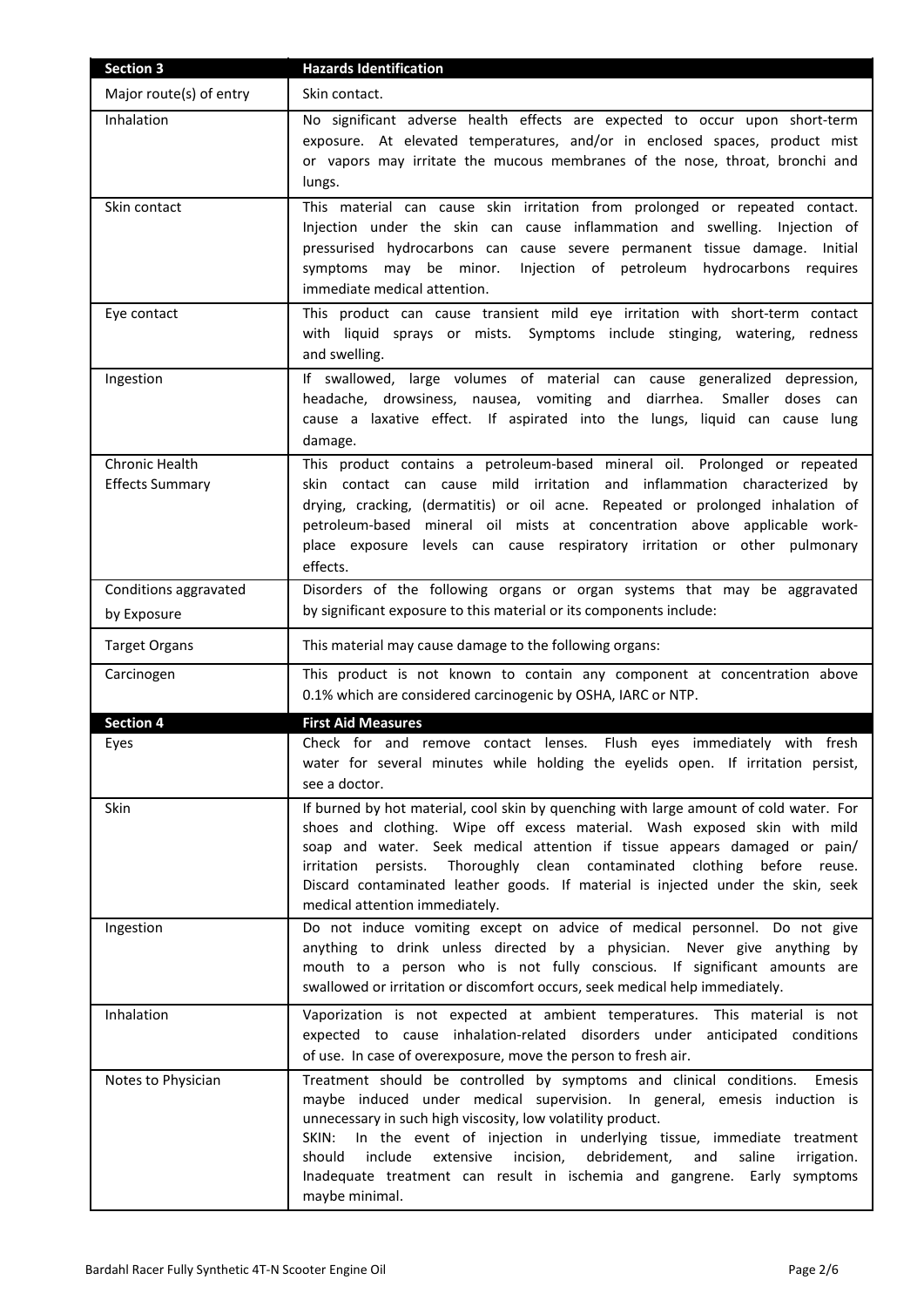| Section 3 | Hazards Identification |
|---|---|
| Major route(s) of entry | Skin contact. |
| Inhalation | No significant adverse health effects are expected to occur upon short-term exposure. At elevated temperatures, and/or in enclosed spaces, product mist or vapors may irritate the mucous membranes of the nose, throat, bronchi and lungs. |
| Skin contact | This material can cause skin irritation from prolonged or repeated contact. Injection under the skin can cause inflammation and swelling. Injection of pressurised hydrocarbons can cause severe permanent tissue damage. Initial symptoms may be minor. Injection of petroleum hydrocarbons requires immediate medical attention. |
| Eye contact | This product can cause transient mild eye irritation with short-term contact with liquid sprays or mists. Symptoms include stinging, watering, redness and swelling. |
| Ingestion | If swallowed, large volumes of material can cause generalized depression, headache, drowsiness, nausea, vomiting and diarrhea. Smaller doses can cause a laxative effect. If aspirated into the lungs, liquid can cause lung damage. |
| Chronic Health Effects Summary | This product contains a petroleum-based mineral oil. Prolonged or repeated skin contact can cause mild irritation and inflammation characterized by drying, cracking, (dermatitis) or oil acne. Repeated or prolonged inhalation of petroleum-based mineral oil mists at concentration above applicable work-place exposure levels can cause respiratory irritation or other pulmonary effects. |
| Conditions aggravated by Exposure | Disorders of the following organs or organ systems that may be aggravated by significant exposure to this material or its components include: |
| Target Organs | This material may cause damage to the following organs: |
| Carcinogen | This product is not known to contain any component at concentration above 0.1% which are considered carcinogenic by OSHA, IARC or NTP. |

| Section 4 | First Aid Measures |
|---|---|
| Eyes | Check for and remove contact lenses. Flush eyes immediately with fresh water for several minutes while holding the eyelids open. If irritation persist, see a doctor. |
| Skin | If burned by hot material, cool skin by quenching with large amount of cold water. For shoes and clothing. Wipe off excess material. Wash exposed skin with mild soap and water. Seek medical attention if tissue appears damaged or pain/ irritation persists. Thoroughly clean contaminated clothing before reuse. Discard contaminated leather goods. If material is injected under the skin, seek medical attention immediately. |
| Ingestion | Do not induce vomiting except on advice of medical personnel. Do not give anything to drink unless directed by a physician. Never give anything by mouth to a person who is not fully conscious. If significant amounts are swallowed or irritation or discomfort occurs, seek medical help immediately. |
| Inhalation | Vaporization is not expected at ambient temperatures. This material is not expected to cause inhalation-related disorders under anticipated conditions of use. In case of overexposure, move the person to fresh air. |
| Notes to Physician | Treatment should be controlled by symptoms and clinical conditions. Emesis maybe induced under medical supervision. In general, emesis induction is unnecessary in such high viscosity, low volatility product.<br>SKIN: In the event of injection in underlying tissue, immediate treatment should include extensive incision, debridement, and saline irrigation. Inadequate treatment can result in ischemia and gangrene. Early symptoms maybe minimal. |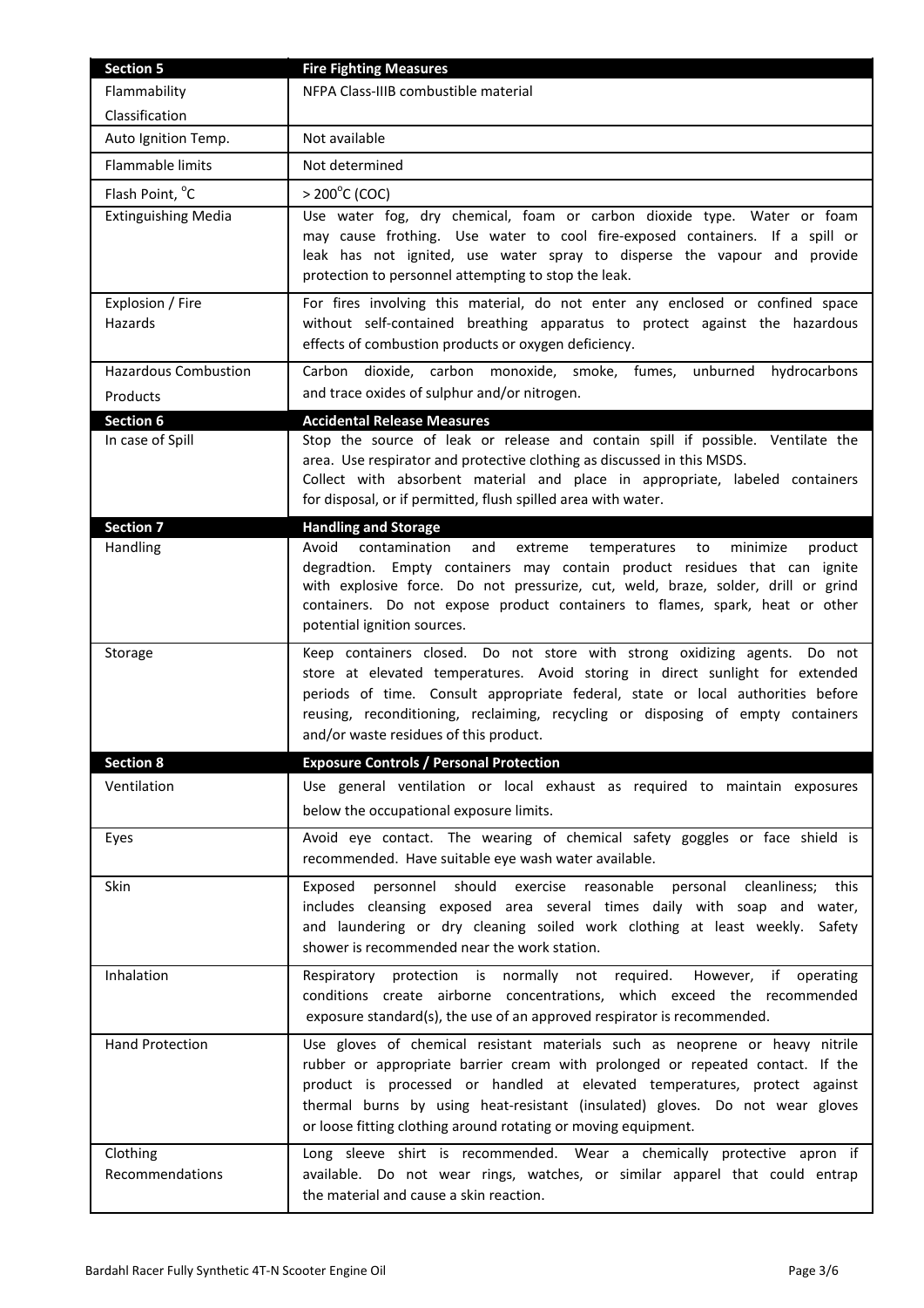| Section 5 | Fire Fighting Measures |
|---|---|
| Flammability Classification | NFPA Class-IIIB combustible material |
| Auto Ignition Temp. | Not available |
| Flammable limits | Not determined |
| Flash Point, °C | > 200°C (COC) |
| Extinguishing Media | Use water fog, dry chemical, foam or carbon dioxide type. Water or foam may cause frothing. Use water to cool fire-exposed containers. If a spill or leak has not ignited, use water spray to disperse the vapour and provide protection to personnel attempting to stop the leak. |
| Explosion / Fire Hazards | For fires involving this material, do not enter any enclosed or confined space without self-contained breathing apparatus to protect against the hazardous effects of combustion products or oxygen deficiency. |
| Hazardous Combustion Products | Carbon dioxide, carbon monoxide, smoke, fumes, unburned hydrocarbons and trace oxides of sulphur and/or nitrogen. |
| **Section 6** | **Accidental Release Measures** |
| In case of Spill | Stop the source of leak or release and contain spill if possible. Ventilate the area. Use respirator and protective clothing as discussed in this MSDS.<br>Collect with absorbent material and place in appropriate, labeled containers for disposal, or if permitted, flush spilled area with water. |
| **Section 7** | **Handling and Storage** |
| Handling | Avoid contamination and extreme temperatures to minimize product degradtion. Empty containers may contain product residues that can ignite with explosive force. Do not pressurize, cut, weld, braze, solder, drill or grind containers. Do not expose product containers to flames, spark, heat or other potential ignition sources. |
| Storage | Keep containers closed. Do not store with strong oxidizing agents. Do not store at elevated temperatures. Avoid storing in direct sunlight for extended periods of time. Consult appropriate federal, state or local authorities before reusing, reconditioning, reclaiming, recycling or disposing of empty containers and/or waste residues of this product. |
| **Section 8** | **Exposure Controls / Personal Protection** |
| Ventilation | Use general ventilation or local exhaust as required to maintain exposures below the occupational exposure limits. |
| Eyes | Avoid eye contact. The wearing of chemical safety goggles or face shield is recommended. Have suitable eye wash water available. |
| Skin | Exposed personnel should exercise reasonable personal cleanliness; this includes cleansing exposed area several times daily with soap and water, and laundering or dry cleaning soiled work clothing at least weekly. Safety shower is recommended near the work station. |
| Inhalation | Respiratory protection is normally not required. However, if operating conditions create airborne concentrations, which exceed the recommended exposure standard(s), the use of an approved respirator is recommended. |
| Hand Protection | Use gloves of chemical resistant materials such as neoprene or heavy nitrile rubber or appropriate barrier cream with prolonged or repeated contact. If the product is processed or handled at elevated temperatures, protect against thermal burns by using heat-resistant (insulated) gloves. Do not wear gloves or loose fitting clothing around rotating or moving equipment. |
| Clothing Recommendations | Long sleeve shirt is recommended. Wear a chemically protective apron if available. Do not wear rings, watches, or similar apparel that could entrap the material and cause a skin reaction. |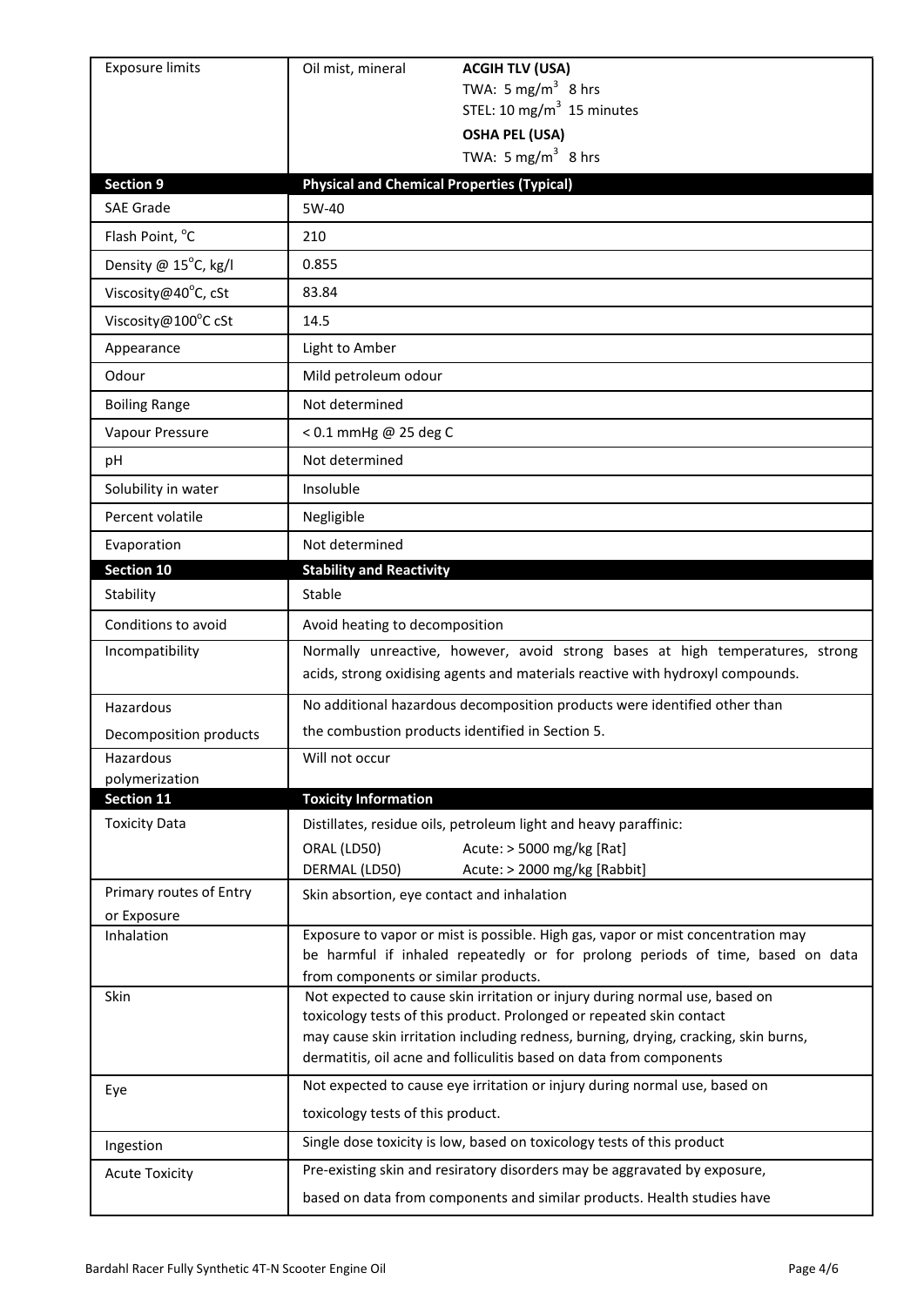| Exposure limits | Oil mist, mineral | **ACGIH TLV (USA)**<br>TWA: 5 $mg/m^3$ 8 hrs<br>STEL: 10 $mg/m^3$ 15 minutes<br>**OSHA PEL (USA)**<br>TWA: 5 $mg/m^3$ 8 hrs |
|---|---|---|

| **Section 9** | **Physical and Chemical Properties (Typical)** |
|---|---|
| SAE Grade | 5W-40 |
| Flash Point, °C | 210 |
| Density @ 15°C, kg/l | 0.855 |
| Viscosity@40°C, cSt | 83.84 |
| Viscosity@100°C cSt | 14.5 |
| Appearance | Light to Amber |
| Odour | Mild petroleum odour |
| Boiling Range | Not determined |
| Vapour Pressure | < 0.1 mmHg @ 25 deg C |
| pH | Not determined |
| Solubility in water | Insoluble |
| Percent volatile | Negligible |
| Evaporation | Not determined |

| **Section 10** | **Stability and Reactivity** |
|---|---|
| Stability | Stable |
| Conditions to avoid | Avoid heating to decomposition |
| Incompatibility | Normally unreactive, however, avoid strong bases at high temperatures, strong acids, strong oxidising agents and materials reactive with hydroxyl compounds. |
| Hazardous Decomposition products | No additional hazardous decomposition products were identified other than the combustion products identified in Section 5. |
| Hazardous polymerization | Will not occur |

| **Section 11** | **Toxicity Information** |
|---|---|
| Toxicity Data | Distillates, residue oils, petroleum light and heavy paraffinic:<br>ORAL (LD50) Acute: > 5000 mg/kg [Rat]<br>DERMAL (LD50) Acute: > 2000 mg/kg [Rabbit] |
| Primary routes of Entry or Exposure | Skin absorption, eye contact and inhalation |
| Inhalation | Exposure to vapor or mist is possible. High gas, vapor or mist concentration may be harmful if inhaled repeatedly or for prolong periods of time, based on data from components or similar products. |
| Skin | Not expected to cause skin irritation or injury during normal use, based on toxicology tests of this product. Prolonged or repeated skin contact may cause skin irritation including redness, burning, drying, cracking, skin burns, dermatitis, oil acne and folliculitis based on data from components |
| Eye | Not expected to cause eye irritation or injury during normal use, based on toxicology tests of this product. |
| Ingestion | Single dose toxicity is low, based on toxicology tests of this product |
| Acute Toxicity | Pre-existing skin and resiratory disorders may be aggravated by exposure, based on data from components and similar products. Health studies have |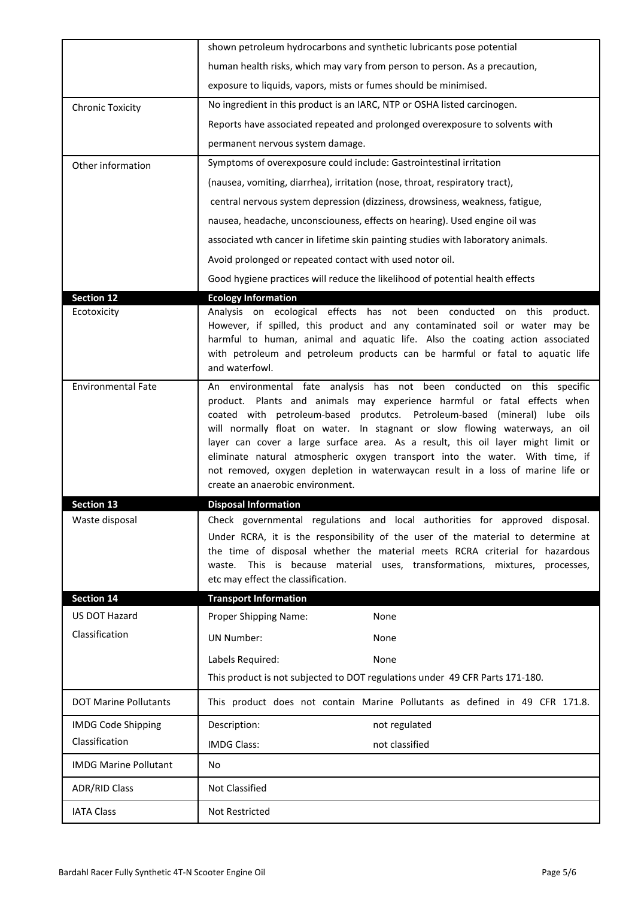| | |
|---|---|
| | shown petroleum hydrocarbons and synthetic lubricants pose potential human health risks, which may vary from person to person. As a precaution, exposure to liquids, vapors, mists or fumes should be minimised. |
| Chronic Toxicity | No ingredient in this product is an IARC, NTP or OSHA listed carcinogen. Reports have associated repeated and prolonged overexposure to solvents with permanent nervous system damage. |
| Other information | Symptoms of overexposure could include: Gastrointestinal irritation (nausea, vomiting, diarrhea), irritation (nose, throat, respiratory tract), central nervous system depression (dizziness, drowsiness, weakness, fatigue, nausea, headache, unconsciouness, effects on hearing). Used engine oil was associated wth cancer in lifetime skin painting studies with laboratory animals. Avoid prolonged or repeated contact with used notor oil. Good hygiene practices will reduce the likelihood of potential health effects |
| **Section 12** | **Ecology Information** |
| Ecotoxicity | Analysis on ecological effects has not been conducted on this product. However, if spilled, this product and any contaminated soil or water may be harmful to human, animal and aquatic life. Also the coating action associated with petroleum and petroleum products can be harmful or fatal to aquatic life and waterfowl. |
| Environmental Fate | An environmental fate analysis has not been conducted on this specific product. Plants and animals may experience harmful or fatal effects when coated with petroleum-based produtcs. Petroleum-based (mineral) lube oils will normally float on water. In stagnant or slow flowing waterways, an oil layer can cover a large surface area. As a result, this oil layer might limit or eliminate natural atmospheric oxygen transport into the water. With time, if not removed, oxygen depletion in waterwaycan result in a loss of marine life or create an anaerobic environment. |
| **Section 13** | **Disposal Information** |
| Waste disposal | Check governmental regulations and local authorities for approved disposal. Under RCRA, it is the responsibility of the user of the material to determine at the time of disposal whether the material meets RCRA criterial for hazardous waste. This is because material uses, transformations, mixtures, processes, etc may effect the classification. |
| **Section 14** | **Transport Information** |
| US DOT Hazard Classification | Proper Shipping Name: None<br>UN Number: None<br>Labels Required: None<br>This product is not subjected to DOT regulations under 49 CFR Parts 171-180. |
| DOT Marine Pollutants | This product does not contain Marine Pollutants as defined in 49 CFR 171.8. |
| IMDG Code Shipping Classification | Description: not regulated<br>IMDG Class: not classified |
| IMDG Marine Pollutant | No |
| ADR/RID Class | Not Classified |
| IATA Class | Not Restricted |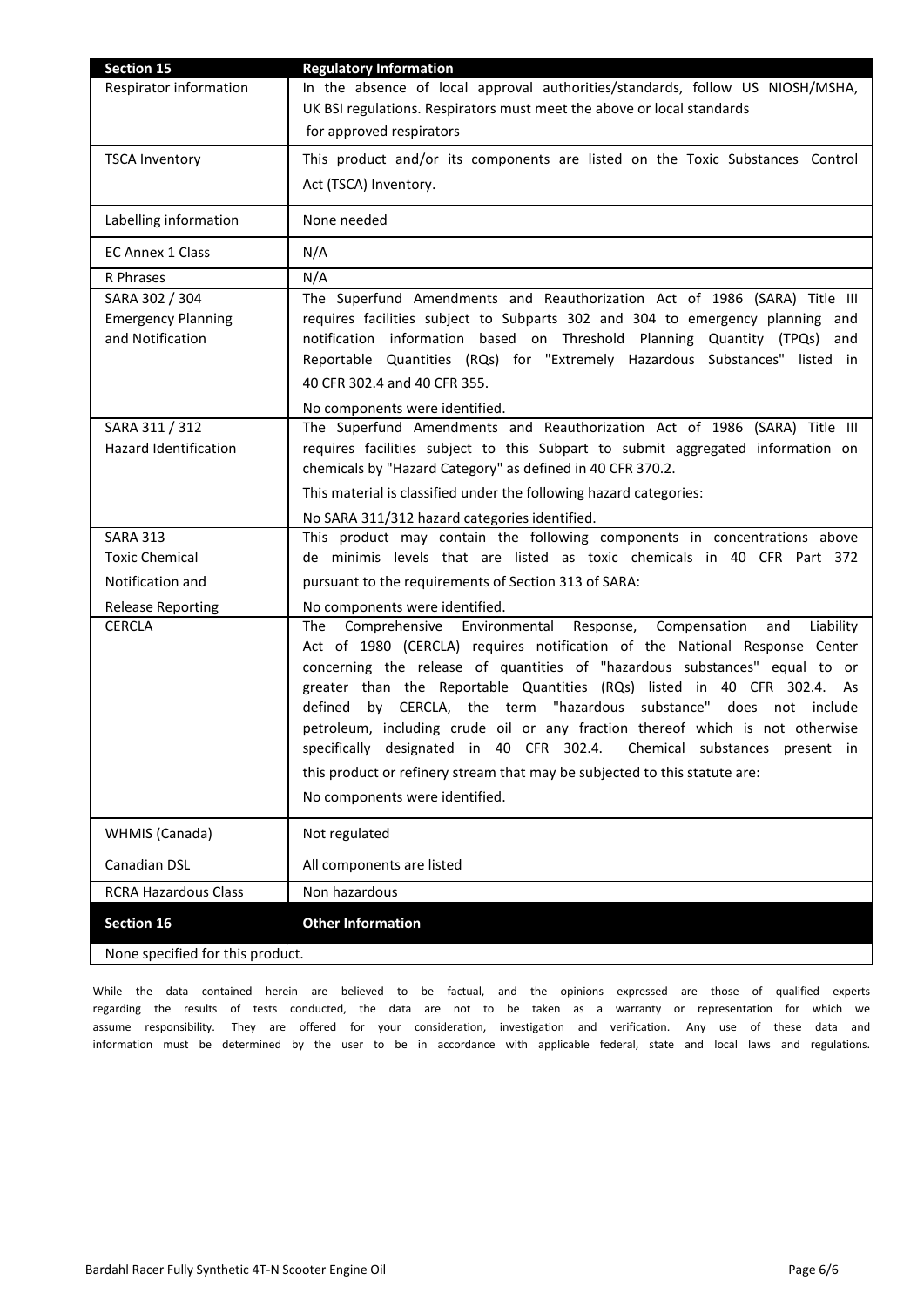| Section 15 | Regulatory Information |
|---|---|
| Respirator information | In the absence of local approval authorities/standards, follow US NIOSH/MSHA, UK BSI regulations. Respirators must meet the above or local standards for approved respirators |
| TSCA Inventory | This product and/or its components are listed on the Toxic Substances Control Act (TSCA) Inventory. |
| Labelling information | None needed |
| EC Annex 1 Class | N/A |
| R Phrases | N/A |
| SARA 302 / 304 Emergency Planning and Notification | The Superfund Amendments and Reauthorization Act of 1986 (SARA) Title III requires facilities subject to Subparts 302 and 304 to emergency planning and notification information based on Threshold Planning Quantity (TPQs) and Reportable Quantities (RQs) for "Extremely Hazardous Substances" listed in 40 CFR 302.4 and 40 CFR 355.<br>No components were identified. |
| SARA 311 / 312 Hazard Identification | The Superfund Amendments and Reauthorization Act of 1986 (SARA) Title III requires facilities subject to this Subpart to submit aggregated information on chemicals by "Hazard Category" as defined in 40 CFR 370.2.<br>This material is classified under the following hazard categories:<br>No SARA 311/312 hazard categories identified. |
| SARA 313 Toxic Chemical Notification and Release Reporting | This product may contain the following components in concentrations above de minimis levels that are listed as toxic chemicals in 40 CFR Part 372 pursuant to the requirements of Section 313 of SARA:<br>No components were identified. |
| CERCLA | The Comprehensive Environmental Response, Compensation and Liability Act of 1980 (CERCLA) requires notification of the National Response Center concerning the release of quantities of "hazardous substances" equal to or greater than the Reportable Quantities (RQs) listed in 40 CFR 302.4. As defined by CERCLA, the term "hazardous substance" does not include petroleum, including crude oil or any fraction thereof which is not otherwise specifically designated in 40 CFR 302.4. Chemical substances present in this product or refinery stream that may be subjected to this statute are:<br>No components were identified. |
| WHMIS (Canada) | Not regulated |
| Canadian DSL | All components are listed |
| RCRA Hazardous Class | Non hazardous |

| Section 16 | Other Information |
|---|---|
| None specified for this product. | |

While the data contained herein are believed to be factual, and the opinions expressed are those of qualified experts regarding the results of tests conducted, the data are not to be taken as a warranty or representation for which we assume responsibility. They are offered for your consideration, investigation and verification. Any use of these data and information must be determined by the user to be in accordance with applicable federal, state and local laws and regulations.